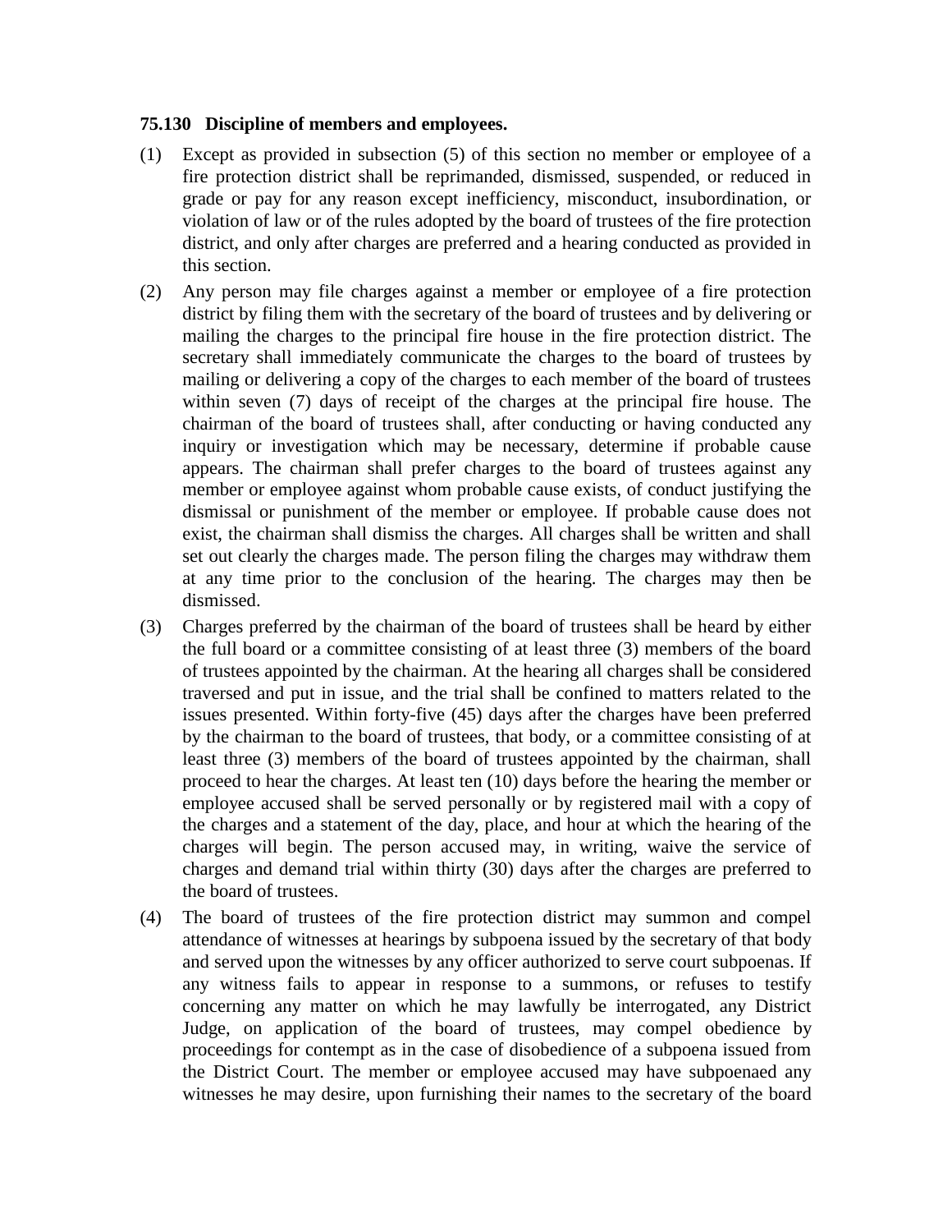**75.130 Discipline of members and employees.**

(1) Except as provided in subsection (5) of this section no member or employee of a fire protection district shall be reprimanded, dismissed, suspended, or reduced in grade or pay for any reason except inefficiency, misconduct, insubordination, or violation of law or of the rules adopted by the board of trustees of the fire protection district, and only after charges are preferred and a hearing conducted as provided in this section.

(2) Any person may file charges against a member or employee of a fire protection district by filing them with the secretary of the board of trustees and by delivering or mailing the charges to the principal fire house in the fire protection district. The secretary shall immediately communicate the charges to the board of trustees by mailing or delivering a copy of the charges to each member of the board of trustees within seven (7) days of receipt of the charges at the principal fire house. The chairman of the board of trustees shall, after conducting or having conducted any inquiry or investigation which may be necessary, determine if probable cause appears. The chairman shall prefer charges to the board of trustees against any member or employee against whom probable cause exists, of conduct justifying the dismissal or punishment of the member or employee. If probable cause does not exist, the chairman shall dismiss the charges. All charges shall be written and shall set out clearly the charges made. The person filing the charges may withdraw them at any time prior to the conclusion of the hearing. The charges may then be dismissed.

(3) Charges preferred by the chairman of the board of trustees shall be heard by either the full board or a committee consisting of at least three (3) members of the board of trustees appointed by the chairman. At the hearing all charges shall be considered traversed and put in issue, and the trial shall be confined to matters related to the issues presented. Within forty-five (45) days after the charges have been preferred by the chairman to the board of trustees, that body, or a committee consisting of at least three (3) members of the board of trustees appointed by the chairman, shall proceed to hear the charges. At least ten (10) days before the hearing the member or employee accused shall be served personally or by registered mail with a copy of the charges and a statement of the day, place, and hour at which the hearing of the charges will begin. The person accused may, in writing, waive the service of charges and demand trial within thirty (30) days after the charges are preferred to the board of trustees.

(4) The board of trustees of the fire protection district may summon and compel attendance of witnesses at hearings by subpoena issued by the secretary of that body and served upon the witnesses by any officer authorized to serve court subpoenas. If any witness fails to appear in response to a summons, or refuses to testify concerning any matter on which he may lawfully be interrogated, any District Judge, on application of the board of trustees, may compel obedience by proceedings for contempt as in the case of disobedience of a subpoena issued from the District Court. The member or employee accused may have subpoenaed any witnesses he may desire, upon furnishing their names to the secretary of the board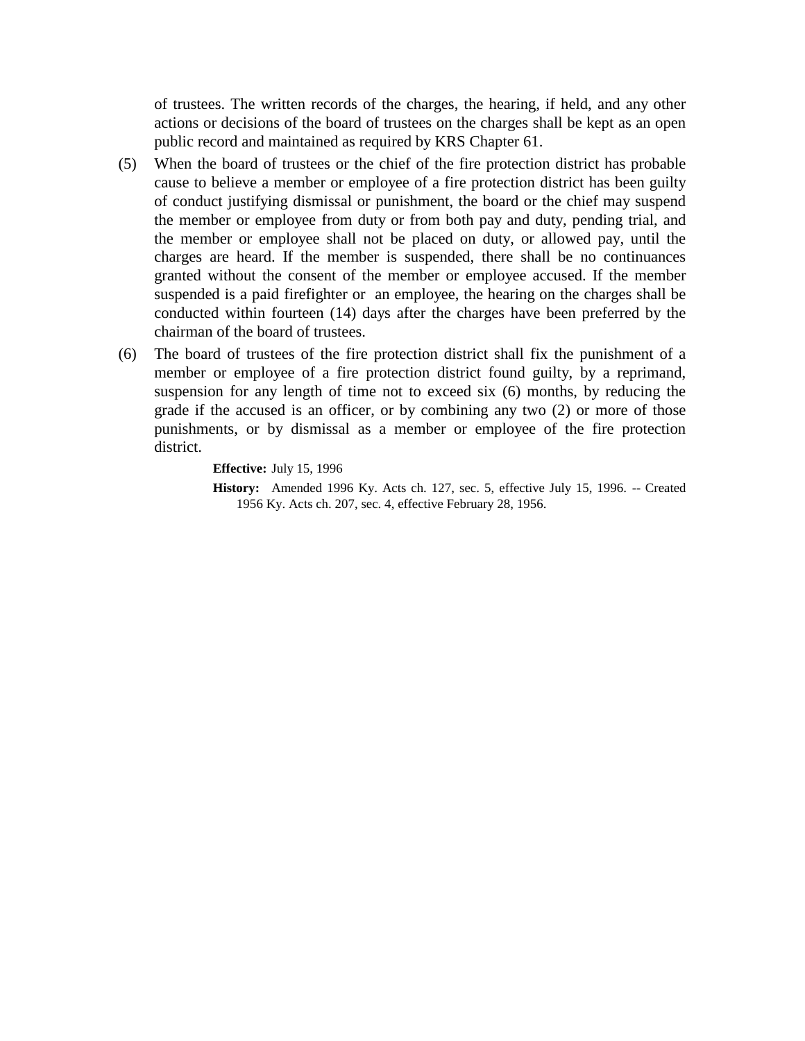of trustees. The written records of the charges, the hearing, if held, and any other actions or decisions of the board of trustees on the charges shall be kept as an open public record and maintained as required by KRS Chapter 61.

(5) When the board of trustees or the chief of the fire protection district has probable cause to believe a member or employee of a fire protection district has been guilty of conduct justifying dismissal or punishment, the board or the chief may suspend the member or employee from duty or from both pay and duty, pending trial, and the member or employee shall not be placed on duty, or allowed pay, until the charges are heard. If the member is suspended, there shall be no continuances granted without the consent of the member or employee accused. If the member suspended is a paid firefighter or an employee, the hearing on the charges shall be conducted within fourteen (14) days after the charges have been preferred by the chairman of the board of trustees.

(6) The board of trustees of the fire protection district shall fix the punishment of a member or employee of a fire protection district found guilty, by a reprimand, suspension for any length of time not to exceed six (6) months, by reducing the grade if the accused is an officer, or by combining any two (2) or more of those punishments, or by dismissal as a member or employee of the fire protection district.

**Effective:** July 15, 1996

**History:** Amended 1996 Ky. Acts ch. 127, sec. 5, effective July 15, 1996. -- Created 1956 Ky. Acts ch. 207, sec. 4, effective February 28, 1956.